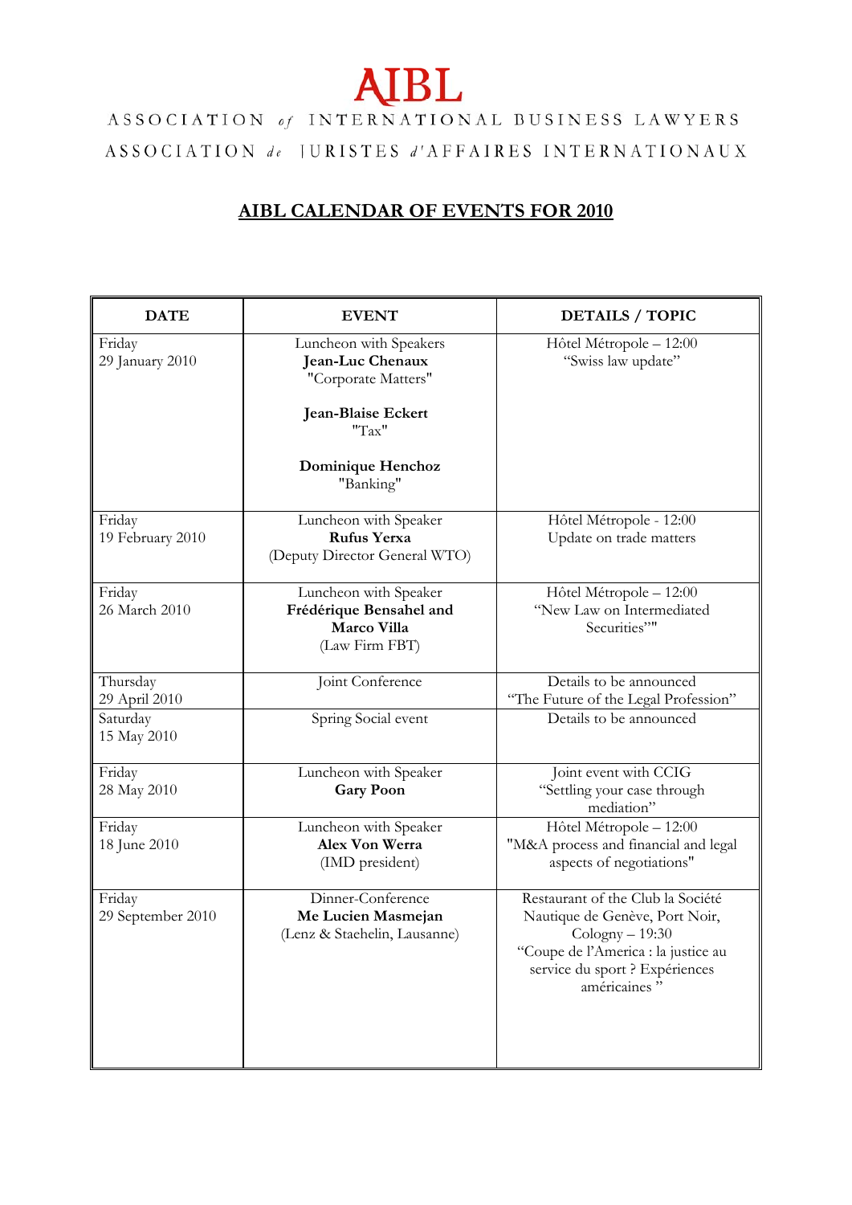# AIBL

ASSOCIATION *of* INTERNATIONAL BUSINESS LAWYERS

ASSOCIATION *de* JURISTES *d'*AFFAIRES INTERNATIONAUX

## AIBL CALENDAR OF EVENTS FOR 2010

| DATE | EVENT | DETAILS / TOPIC |
|---|---|---|
| Friday 29 January 2010 | Luncheon with Speakers **Jean-Luc Chenaux** "Corporate Matters" **Jean-Blaise Eckert** "Tax" **Dominique Henchoz** "Banking" | Hôtel Métropole – 12:00 "Swiss law update" |
| Friday 19 February 2010 | Luncheon with Speaker **Rufus Yerxa** (Deputy Director General WTO) | Hôtel Métropole - 12:00 Update on trade matters |
| Friday 26 March 2010 | Luncheon with Speaker **Frédérique Bensahel and Marco Villa** (Law Firm FBT) | Hôtel Métropole – 12:00 "New Law on Intermediated Securities"" |
| Thursday 29 April 2010 | Joint Conference | Details to be announced "The Future of the Legal Profession" |
| Saturday 15 May 2010 | Spring Social event | Details to be announced |
| Friday 28 May 2010 | Luncheon with Speaker **Gary Poon** | Joint event with CCIG "Settling your case through mediation" |
| Friday 18 June 2010 | Luncheon with Speaker **Alex Von Werra** (IMD president) | Hôtel Métropole – 12:00 "M&A process and financial and legal aspects of negotiations" |
| Friday 29 September 2010 | Dinner-Conference **Me Lucien Masmejan** (Lenz & Staehelin, Lausanne) | Restaurant of the Club la Société Nautique de Genève, Port Noir, Cologny – 19:30 "Coupe de l'America : la justice au service du sport ? Expériences américaines " |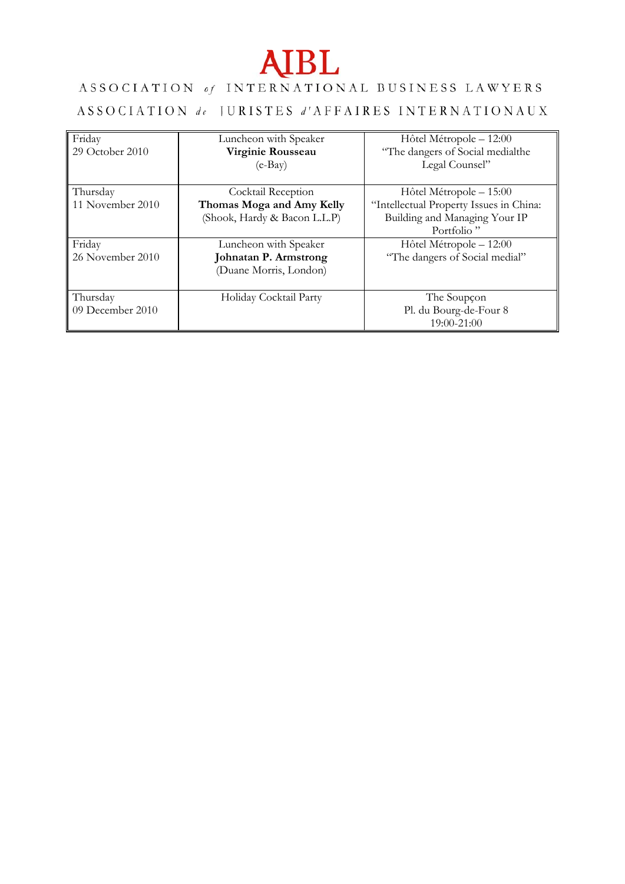# AIBL

ASSOCIATION *of* INTERNATIONAL BUSINESS LAWYERS

ASSOCIATION *de* JURISTES *d'*AFFAIRES INTERNATIONAUX

| | | |
|---|---|---|
| Friday<br>29 October 2010 | Luncheon with Speaker<br>**Virginie Rousseau**<br>(e-Bay) | Hôtel Métropole – 12:00<br>"The dangers of Social medialthe Legal Counsel" |
| Thursday<br>11 November 2010 | Cocktail Reception<br>**Thomas Moga and Amy Kelly**<br>(Shook, Hardy & Bacon L.L.P) | Hôtel Métropole – 15:00<br>"Intellectual Property Issues in China: Building and Managing Your IP Portfolio " |
| Friday<br>26 November 2010 | Luncheon with Speaker<br>**Johnatan P. Armstrong**<br>(Duane Morris, London) | Hôtel Métropole – 12:00<br>"The dangers of Social medial" |
| Thursday<br>09 December 2010 | Holiday Cocktail Party | The Soupçon<br>Pl. du Bourg-de-Four 8<br>19:00-21:00 |